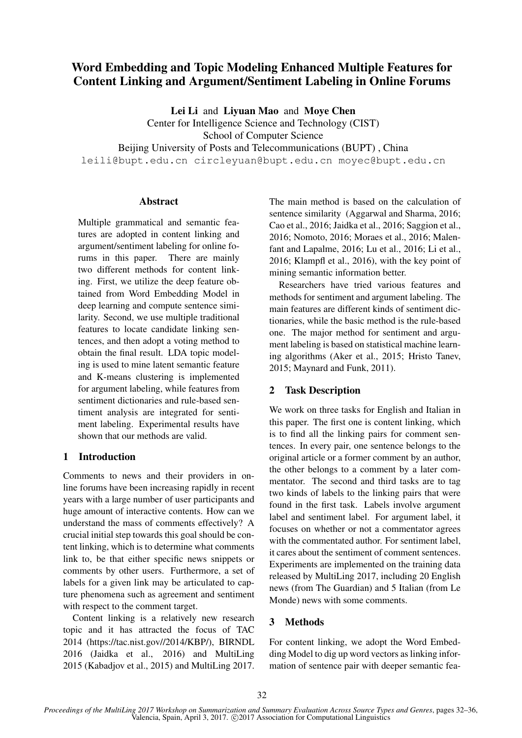# Word Embedding and Topic Modeling Enhanced Multiple Features for Content Linking and Argument/Sentiment Labeling in Online Forums

**Lei Li** and **Liyuan Mao** and **Moye Chen**
Center for Intelligence Science and Technology (CIST)
School of Computer Science
Beijing University of Posts and Telecommunications (BUPT) , China
leili@bupt.edu.cn circleyuan@bupt.edu.cn moyec@bupt.edu.cn

## Abstract

Multiple grammatical and semantic features are adopted in content linking and argument/sentiment labeling for online forums in this paper. There are mainly two different methods for content linking. First, we utilize the deep feature obtained from Word Embedding Model in deep learning and compute sentence similarity. Second, we use multiple traditional features to locate candidate linking sentences, and then adopt a voting method to obtain the final result. LDA topic modeling is used to mine latent semantic feature and K-means clustering is implemented for argument labeling, while features from sentiment dictionaries and rule-based sentiment analysis are integrated for sentiment labeling. Experimental results have shown that our methods are valid.

## 1 Introduction

Comments to news and their providers in online forums have been increasing rapidly in recent years with a large number of user participants and huge amount of interactive contents. How can we understand the mass of comments effectively? A crucial initial step towards this goal should be content linking, which is to determine what comments link to, be that either specific news snippets or comments by other users. Furthermore, a set of labels for a given link may be articulated to capture phenomena such as agreement and sentiment with respect to the comment target.

Content linking is a relatively new research topic and it has attracted the focus of TAC 2014 (https://tac.nist.gov//2014/KBP/), BIRNDL 2016 (Jaidka et al., 2016) and MultiLing 2015 (Kabadjov et al., 2015) and MultiLing 2017. The main method is based on the calculation of sentence similarity (Aggarwal and Sharma, 2016; Cao et al., 2016; Jaidka et al., 2016; Saggion et al., 2016; Nomoto, 2016; Moraes et al., 2016; Malenfant and Lapalme, 2016; Lu et al., 2016; Li et al., 2016; Klampfl et al., 2016), with the key point of mining semantic information better.

Researchers have tried various features and methods for sentiment and argument labeling. The main features are different kinds of sentiment dictionaries, while the basic method is the rule-based one. The major method for sentiment and argument labeling is based on statistical machine learning algorithms (Aker et al., 2015; Hristo Tanev, 2015; Maynard and Funk, 2011).

## 2 Task Description

We work on three tasks for English and Italian in this paper. The first one is content linking, which is to find all the linking pairs for comment sentences. In every pair, one sentence belongs to the original article or a former comment by an author, the other belongs to a comment by a later commentator. The second and third tasks are to tag two kinds of labels to the linking pairs that were found in the first task. Labels involve argument label and sentiment label. For argument label, it focuses on whether or not a commentator agrees with the commentated author. For sentiment label, it cares about the sentiment of comment sentences. Experiments are implemented on the training data released by MultiLing 2017, including 20 English news (from The Guardian) and 5 Italian (from Le Monde) news with some comments.

## 3 Methods

For content linking, we adopt the Word Embedding Model to dig up word vectors as linking information of sentence pair with deeper semantic fea-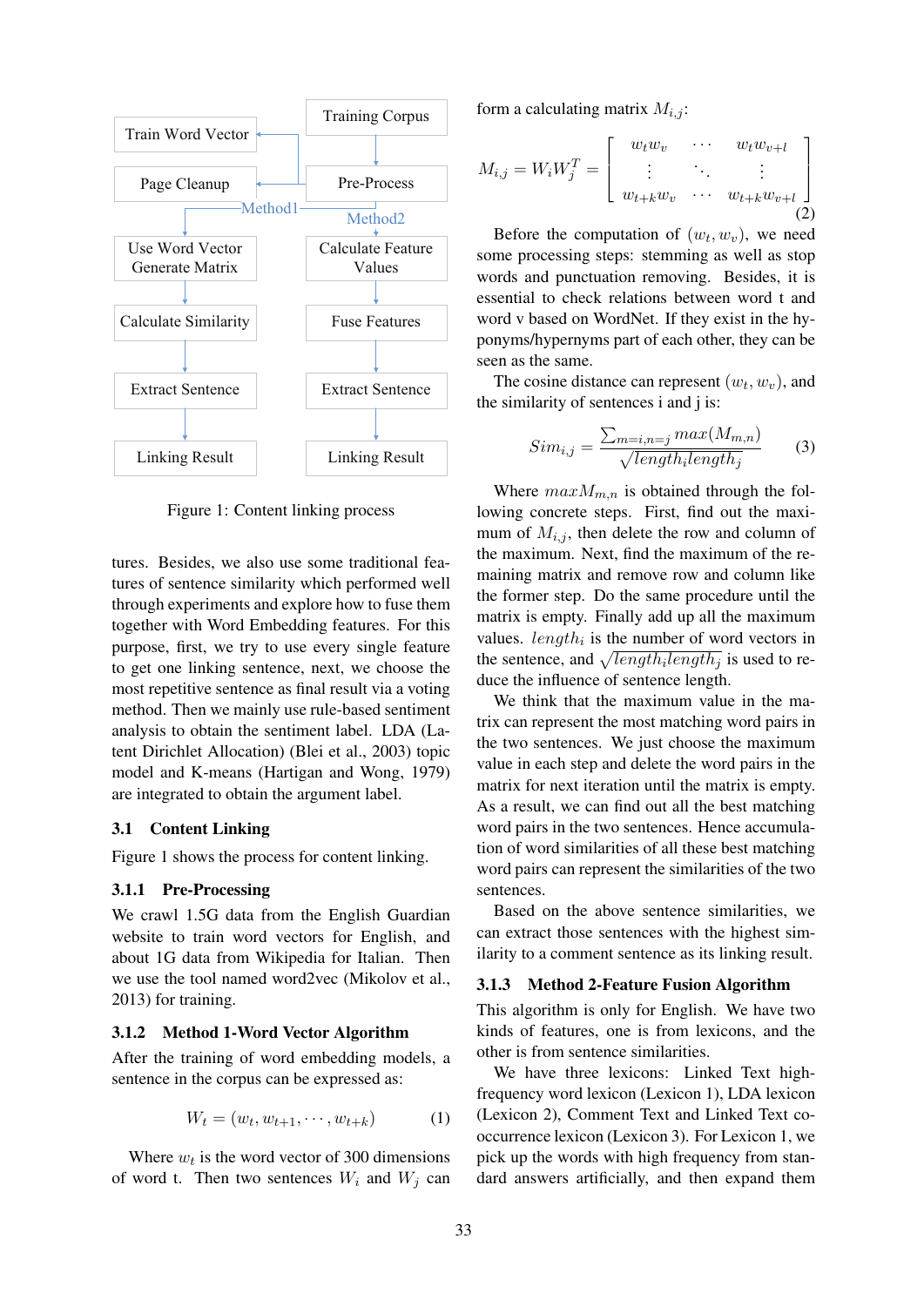Train Word Vector | Training Corpus | Page Cleanup | Pre-Process | Method1 | Method2 | Use Word Vector Generate Matrix | Calculate Feature Values | Calculate Similarity | Fuse Features | Extract Sentence | Extract Sentence | Linking Result | Linking Result

Figure 1: Content linking process

tures. Besides, we also use some traditional features of sentence similarity which performed well through experiments and explore how to fuse them together with Word Embedding features. For this purpose, first, we try to use every single feature to get one linking sentence, next, we choose the most repetitive sentence as final result via a voting method. Then we mainly use rule-based sentiment analysis to obtain the sentiment label. LDA (Latent Dirichlet Allocation) (Blei et al., 2003) topic model and K-means (Hartigan and Wong, 1979) are integrated to obtain the argument label.

## 3.1 Content Linking

Figure 1 shows the process for content linking.

### 3.1.1 Pre-Processing

We crawl 1.5G data from the English Guardian website to train word vectors for English, and about 1G data from Wikipedia for Italian. Then we use the tool named word2vec (Mikolov et al., 2013) for training.

### 3.1.2 Method 1-Word Vector Algorithm

After the training of word embedding models, a sentence in the corpus can be expressed as:

$$W_t = (w_t, w_{t+1}, \cdots, w_{t+k}) \tag{1}$$

Where $w_t$ is the word vector of 300 dimensions of word t. Then two sentences $W_i$ and $W_j$ can form a calculating matrix $M_{i,j}$:

$$M_{i,j} = W_i W_j^T = \begin{bmatrix} w_t w_v & \cdots & w_t w_{v+l} \\ \vdots & \ddots & \vdots \\ w_{t+k} w_v & \cdots & w_{t+k} w_{v+l} \end{bmatrix} \tag{2}$$

Before the computation of $(w_t, w_v)$, we need some processing steps: stemming as well as stop words and punctuation removing. Besides, it is essential to check relations between word t and word v based on WordNet. If they exist in the hyponyms/hypernyms part of each other, they can be seen as the same.

The cosine distance can represent $(w_t, w_v)$, and the similarity of sentences i and j is:

$$Sim_{i,j} = \frac{\sum_{m=i,n=j} max(M_{m,n})}{\sqrt{length_i length_j}} \tag{3}$$

Where $maxM_{m,n}$ is obtained through the following concrete steps. First, find out the maximum of $M_{i,j}$, then delete the row and column of the maximum. Next, find the maximum of the remaining matrix and remove row and column like the former step. Do the same procedure until the matrix is empty. Finally add up all the maximum values. $length_i$ is the number of word vectors in the sentence, and $\sqrt{length_i length_j}$ is used to reduce the influence of sentence length.

We think that the maximum value in the matrix can represent the most matching word pairs in the two sentences. We just choose the maximum value in each step and delete the word pairs in the matrix for next iteration until the matrix is empty. As a result, we can find out all the best matching word pairs in the two sentences. Hence accumulation of word similarities of all these best matching word pairs can represent the similarities of the two sentences.

Based on the above sentence similarities, we can extract those sentences with the highest similarity to a comment sentence as its linking result.

### 3.1.3 Method 2-Feature Fusion Algorithm

This algorithm is only for English. We have two kinds of features, one is from lexicons, and the other is from sentence similarities.

We have three lexicons: Linked Text high-frequency word lexicon (Lexicon 1), LDA lexicon (Lexicon 2), Comment Text and Linked Text co-occurrence lexicon (Lexicon 3). For Lexicon 1, we pick up the words with high frequency from standard answers artificially, and then expand them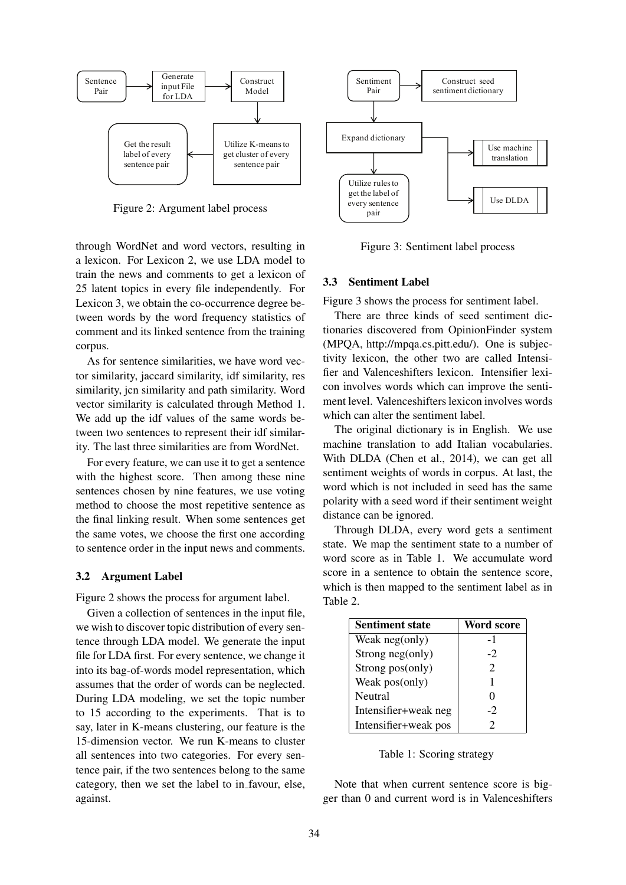Figure 2: Argument label process

through WordNet and word vectors, resulting in a lexicon. For Lexicon 2, we use LDA model to train the news and comments to get a lexicon of 25 latent topics in every file independently. For Lexicon 3, we obtain the co-occurrence degree between words by the word frequency statistics of comment and its linked sentence from the training corpus.

As for sentence similarities, we have word vector similarity, jaccard similarity, idf similarity, res similarity, jcn similarity and path similarity. Word vector similarity is calculated through Method 1. We add up the idf values of the same words between two sentences to represent their idf similarity. The last three similarities are from WordNet.

For every feature, we can use it to get a sentence with the highest score. Then among these nine sentences chosen by nine features, we use voting method to choose the most repetitive sentence as the final linking result. When some sentences get the same votes, we choose the first one according to sentence order in the input news and comments.

### 3.2 Argument Label

Figure 2 shows the process for argument label.

Given a collection of sentences in the input file, we wish to discover topic distribution of every sentence through LDA model. We generate the input file for LDA first. For every sentence, we change it into its bag-of-words model representation, which assumes that the order of words can be neglected. During LDA modeling, we set the topic number to 15 according to the experiments. That is to say, later in K-means clustering, our feature is the 15-dimension vector. We run K-means to cluster all sentences into two categories. For every sentence pair, if the two sentences belong to the same category, then we set the label to in_favour, else, against.

Figure 3: Sentiment label process

### 3.3 Sentiment Label

Figure 3 shows the process for sentiment label.

There are three kinds of seed sentiment dictionaries discovered from OpinionFinder system (MPQA, http://mpqa.cs.pitt.edu/). One is subjectivity lexicon, the other two are called Intensifier and Valenceshifters lexicon. Intensifier lexicon involves words which can improve the sentiment level. Valenceshifters lexicon involves words which can alter the sentiment label.

The original dictionary is in English. We use machine translation to add Italian vocabularies. With DLDA (Chen et al., 2014), we can get all sentiment weights of words in corpus. At last, the word which is not included in seed has the same polarity with a seed word if their sentiment weight distance can be ignored.

Through DLDA, every word gets a sentiment state. We map the sentiment state to a number of word score as in Table 1. We accumulate word score in a sentence to obtain the sentence score, which is then mapped to the sentiment label as in Table 2.

| Sentiment state | Word score |
|---|---|
| Weak neg(only) | -1 |
| Strong neg(only) | -2 |
| Strong pos(only) | 2 |
| Weak pos(only) | 1 |
| Neutral | 0 |
| Intensifier+weak neg | -2 |
| Intensifier+weak pos | 2 |

Table 1: Scoring strategy

Note that when current sentence score is bigger than 0 and current word is in Valenceshifters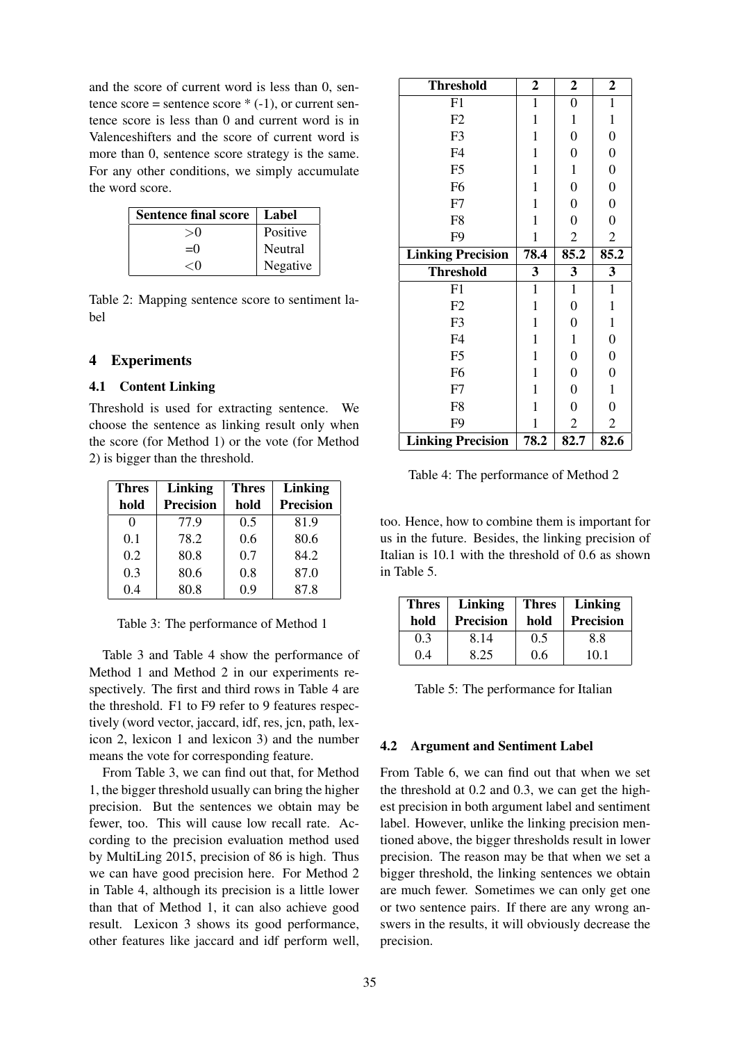and the score of current word is less than 0, sentence score = sentence score * (-1), or current sentence score is less than 0 and current word is in Valenceshifters and the score of current word is more than 0, sentence score strategy is the same. For any other conditions, we simply accumulate the word score.

| Sentence final score | Label |
|---|---|
| >0 | Positive |
| =0 | Neutral |
| <0 | Negative |

Table 2: Mapping sentence score to sentiment label

## 4 Experiments

### 4.1 Content Linking

Threshold is used for extracting sentence. We choose the sentence as linking result only when the score (for Method 1) or the vote (for Method 2) is bigger than the threshold.

| Threshold | Linking Precision | Threshold | Linking Precision |
|---|---|---|---|
| 0 | 77.9 | 0.5 | 81.9 |
| 0.1 | 78.2 | 0.6 | 80.6 |
| 0.2 | 80.8 | 0.7 | 84.2 |
| 0.3 | 80.6 | 0.8 | 87.0 |
| 0.4 | 80.8 | 0.9 | 87.8 |

Table 3: The performance of Method 1

Table 3 and Table 4 show the performance of Method 1 and Method 2 in our experiments respectively. The first and third rows in Table 4 are the threshold. F1 to F9 refer to 9 features respectively (word vector, jaccard, idf, res, jcn, path, lexicon 2, lexicon 1 and lexicon 3) and the number means the vote for corresponding feature.

From Table 3, we can find out that, for Method 1, the bigger threshold usually can bring the higher precision. But the sentences we obtain may be fewer, too. This will cause low recall rate. According to the precision evaluation method used by MultiLing 2015, precision of 86 is high. Thus we can have good precision here. For Method 2 in Table 4, although its precision is a little lower than that of Method 1, it can also achieve good result. Lexicon 3 shows its good performance, other features like jaccard and idf perform well, too. Hence, how to combine them is important for us in the future. Besides, the linking precision of Italian is 10.1 with the threshold of 0.6 as shown in Table 5.

| **Threshold** | **2** | **2** | **2** |
|---|---|---|---|
| F1 | 1 | 0 | 1 |
| F2 | 1 | 1 | 1 |
| F3 | 1 | 0 | 0 |
| F4 | 1 | 0 | 0 |
| F5 | 1 | 1 | 0 |
| F6 | 1 | 0 | 0 |
| F7 | 1 | 0 | 0 |
| F8 | 1 | 0 | 0 |
| F9 | 1 | 2 | 2 |
| **Linking Precision** | **78.4** | **85.2** | **85.2** |
| **Threshold** | **3** | **3** | **3** |
| F1 | 1 | 1 | 1 |
| F2 | 1 | 0 | 1 |
| F3 | 1 | 0 | 1 |
| F4 | 1 | 1 | 0 |
| F5 | 1 | 0 | 0 |
| F6 | 1 | 0 | 0 |
| F7 | 1 | 0 | 1 |
| F8 | 1 | 0 | 0 |
| F9 | 1 | 2 | 2 |
| **Linking Precision** | **78.2** | **82.7** | **82.6** |

Table 4: The performance of Method 2

| Threshold | Linking Precision | Threshold | Linking Precision |
|---|---|---|---|
| 0.3 | 8.14 | 0.5 | 8.8 |
| 0.4 | 8.25 | 0.6 | 10.1 |

Table 5: The performance for Italian

### 4.2 Argument and Sentiment Label

From Table 6, we can find out that when we set the threshold at 0.2 and 0.3, we can get the highest precision in both argument label and sentiment label. However, unlike the linking precision mentioned above, the bigger thresholds result in lower precision. The reason may be that when we set a bigger threshold, the linking sentences we obtain are much fewer. Sometimes we can only get one or two sentence pairs. If there are any wrong answers in the results, it will obviously decrease the precision.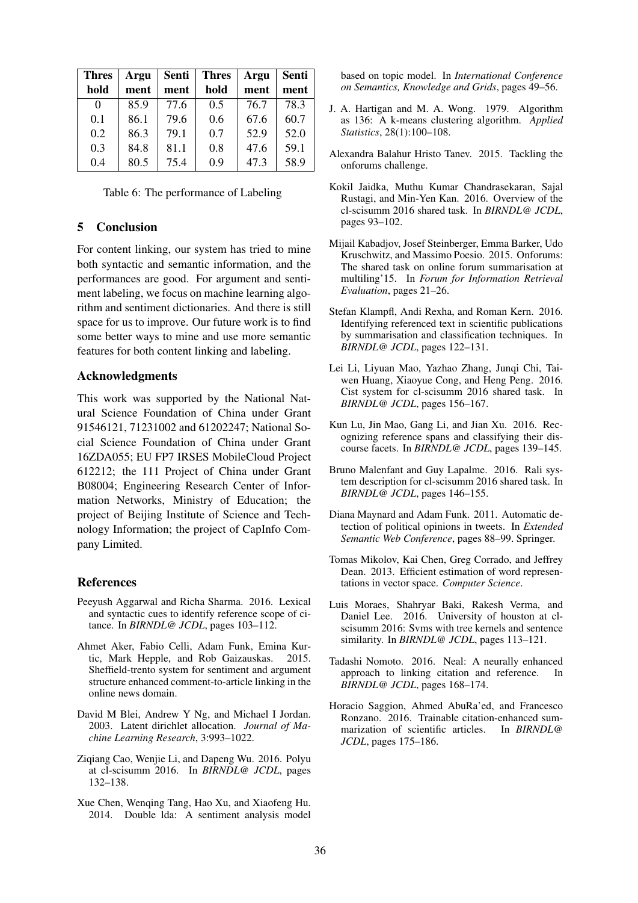| Thres hold | Argu ment | Senti ment | Thres hold | Argu ment | Senti ment |
| --- | --- | --- | --- | --- | --- |
| 0 | 85.9 | 77.6 | 0.5 | 76.7 | 78.3 |
| 0.1 | 86.1 | 79.6 | 0.6 | 67.6 | 60.7 |
| 0.2 | 86.3 | 79.1 | 0.7 | 52.9 | 52.0 |
| 0.3 | 84.8 | 81.1 | 0.8 | 47.6 | 59.1 |
| 0.4 | 80.5 | 75.4 | 0.9 | 47.3 | 58.9 |

Table 6: The performance of Labeling

## 5 Conclusion

For content linking, our system has tried to mine both syntactic and semantic information, and the performances are good. For argument and sentiment labeling, we focus on machine learning algorithm and sentiment dictionaries. And there is still space for us to improve. Our future work is to find some better ways to mine and use more semantic features for both content linking and labeling.

## Acknowledgments

This work was supported by the National Natural Science Foundation of China under Grant 91546121, 71231002 and 61202247; National Social Science Foundation of China under Grant 16ZDA055; EU FP7 IRSES MobileCloud Project 612212; the 111 Project of China under Grant B08004; Engineering Research Center of Information Networks, Ministry of Education; the project of Beijing Institute of Science and Technology Information; the project of CapInfo Company Limited.

## References

Peeyush Aggarwal and Richa Sharma. 2016. Lexical and syntactic cues to identify reference scope of citance. In *BIRNDL@ JCDL*, pages 103–112.

Ahmet Aker, Fabio Celli, Adam Funk, Emina Kurtic, Mark Hepple, and Rob Gaizauskas. 2015. Sheffield-trento system for sentiment and argument structure enhanced comment-to-article linking in the online news domain.

David M Blei, Andrew Y Ng, and Michael I Jordan. 2003. Latent dirichlet allocation. *Journal of Machine Learning Research*, 3:993–1022.

Ziqiang Cao, Wenjie Li, and Dapeng Wu. 2016. Polyu at cl-scisumm 2016. In *BIRNDL@ JCDL*, pages 132–138.

Xue Chen, Wenqing Tang, Hao Xu, and Xiaofeng Hu. 2014. Double lda: A sentiment analysis model based on topic model. In *International Conference on Semantics, Knowledge and Grids*, pages 49–56.

J. A. Hartigan and M. A. Wong. 1979. Algorithm as 136: A k-means clustering algorithm. *Applied Statistics*, 28(1):100–108.

Alexandra Balahur Hristo Tanev. 2015. Tackling the onforums challenge.

Kokil Jaidka, Muthu Kumar Chandrasekaran, Sajal Rustagi, and Min-Yen Kan. 2016. Overview of the cl-scisumm 2016 shared task. In *BIRNDL@ JCDL*, pages 93–102.

Mijail Kabadjov, Josef Steinberger, Emma Barker, Udo Kruschwitz, and Massimo Poesio. 2015. Onforums: The shared task on online forum summarisation at multiling'15. In *Forum for Information Retrieval Evaluation*, pages 21–26.

Stefan Klampfl, Andi Rexha, and Roman Kern. 2016. Identifying referenced text in scientific publications by summarisation and classification techniques. In *BIRNDL@ JCDL*, pages 122–131.

Lei Li, Liyuan Mao, Yazhao Zhang, Junqi Chi, Taiwen Huang, Xiaoyue Cong, and Heng Peng. 2016. Cist system for cl-scisumm 2016 shared task. In *BIRNDL@ JCDL*, pages 156–167.

Kun Lu, Jin Mao, Gang Li, and Jian Xu. 2016. Recognizing reference spans and classifying their discourse facets. In *BIRNDL@ JCDL*, pages 139–145.

Bruno Malenfant and Guy Lapalme. 2016. Rali system description for cl-scisumm 2016 shared task. In *BIRNDL@ JCDL*, pages 146–155.

Diana Maynard and Adam Funk. 2011. Automatic detection of political opinions in tweets. In *Extended Semantic Web Conference*, pages 88–99. Springer.

Tomas Mikolov, Kai Chen, Greg Corrado, and Jeffrey Dean. 2013. Efficient estimation of word representations in vector space. *Computer Science*.

Luis Moraes, Shahryar Baki, Rakesh Verma, and Daniel Lee. 2016. University of houston at cl-scisumm 2016: Svms with tree kernels and sentence similarity. In *BIRNDL@ JCDL*, pages 113–121.

Tadashi Nomoto. 2016. Neal: A neurally enhanced approach to linking citation and reference. In *BIRNDL@ JCDL*, pages 168–174.

Horacio Saggion, Ahmed AbuRa'ed, and Francesco Ronzano. 2016. Trainable citation-enhanced summarization of scientific articles. In *BIRNDL@ JCDL*, pages 175–186.